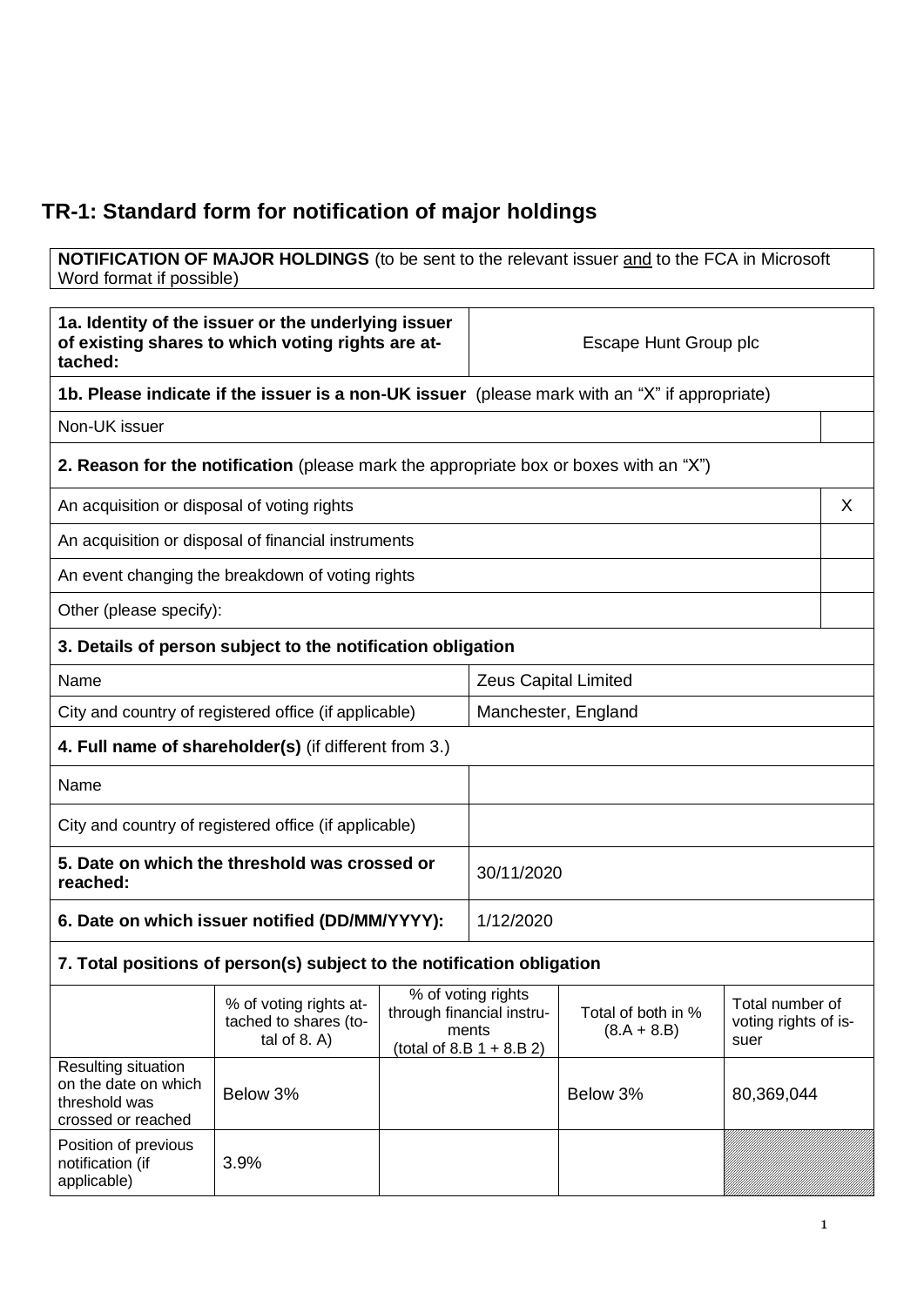# TR-1: Standard form for notification of major holdings

**NOTIFICATION OF MAJOR HOLDINGS** (to be sent to the relevant issuer and to the FCA in Microsoft Word format if possible)

| **1a. Identity of the issuer or the underlying issuer of existing shares to which voting rights are attached:** | Escape Hunt Group plc |
|---|---|

**1b. Please indicate if the issuer is a non-UK issuer** (please mark with an "X" if appropriate)

| Non-UK issuer | |
|---|---|

**2. Reason for the notification** (please mark the appropriate box or boxes with an "X")

| | |
|---|---|
| An acquisition or disposal of voting rights | X |
| An acquisition or disposal of financial instruments | |
| An event changing the breakdown of voting rights | |
| Other (please specify): | |

**3. Details of person subject to the notification obligation**

| | |
|---|---|
| Name | Zeus Capital Limited |
| City and country of registered office (if applicable) | Manchester, England |

**4. Full name of shareholder(s)** (if different from 3.)

| | |
|---|---|
| Name | |
| City and country of registered office (if applicable) | |

| | |
|---|---|
| **5. Date on which the threshold was crossed or reached:** | 30/11/2020 |
| **6. Date on which issuer notified (DD/MM/YYYY):** | 1/12/2020 |

**7. Total positions of person(s) subject to the notification obligation**

| | % of voting rights attached to shares (total of 8. A) | % of voting rights through financial instruments (total of 8.B 1 + 8.B 2) | Total of both in % (8.A + 8.B) | Total number of voting rights of issuer |
|---|---|---|---|---|
| Resulting situation on the date on which threshold was crossed or reached | Below 3% | | Below 3% | 80,369,044 |
| Position of previous notification (if applicable) | 3.9% | | | |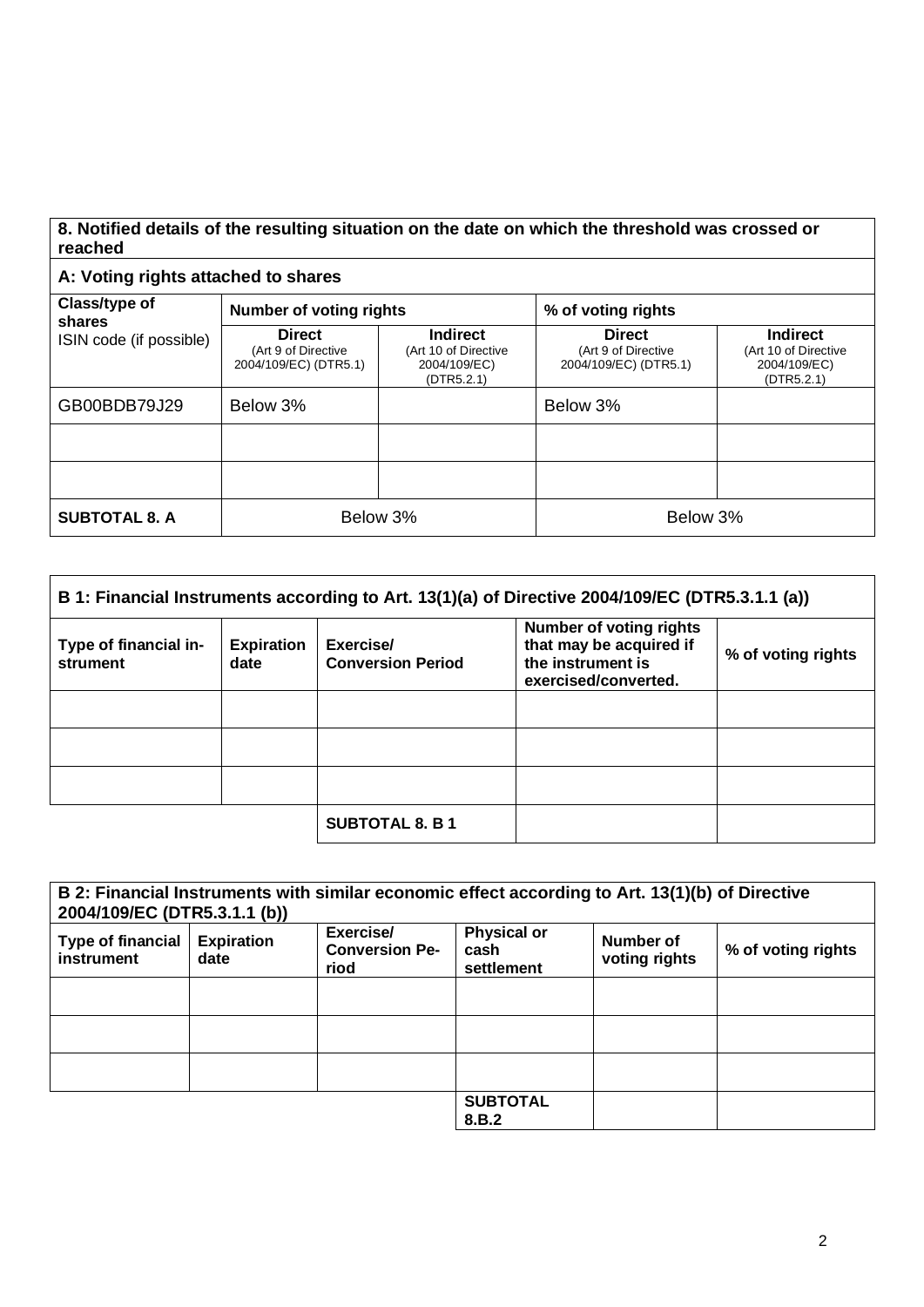| 8. Notified details of the resulting situation on the date on which the threshold was crossed or reached | | | | |
|---|---|---|---|---|
| **A: Voting rights attached to shares** | | | | |
| **Class/type of shares**<br>ISIN code (if possible) | **Number of voting rights** | | **% of voting rights** | |
| | **Direct**<br>(Art 9 of Directive 2004/109/EC) (DTR5.1) | **Indirect**<br>(Art 10 of Directive 2004/109/EC) (DTR5.2.1) | **Direct**<br>(Art 9 of Directive 2004/109/EC) (DTR5.1) | **Indirect**<br>(Art 10 of Directive 2004/109/EC) (DTR5.2.1) |
| GB00BDB79J29 | Below 3% | | Below 3% | |
| | | | | |
| | | | | |
| **SUBTOTAL 8. A** | Below 3% | | Below 3% | |

| B 1: Financial Instruments according to Art. 13(1)(a) of Directive 2004/109/EC (DTR5.3.1.1 (a)) | | | | |
|---|---|---|---|---|
| **Type of financial instrument** | **Expiration date** | **Exercise/ Conversion Period** | **Number of voting rights that may be acquired if the instrument is exercised/converted.** | **% of voting rights** |
| | | | | |
| | | | | |
| | | | | |
| | | **SUBTOTAL 8. B 1** | | |

| B 2: Financial Instruments with similar economic effect according to Art. 13(1)(b) of Directive 2004/109/EC (DTR5.3.1.1 (b)) | | | | | |
|---|---|---|---|---|---|
| **Type of financial instrument** | **Expiration date** | **Exercise/ Conversion Period** | **Physical or cash settlement** | **Number of voting rights** | **% of voting rights** |
| | | | | | |
| | | | | | |
| | | | | | |
| | | | **SUBTOTAL 8.B.2** | | |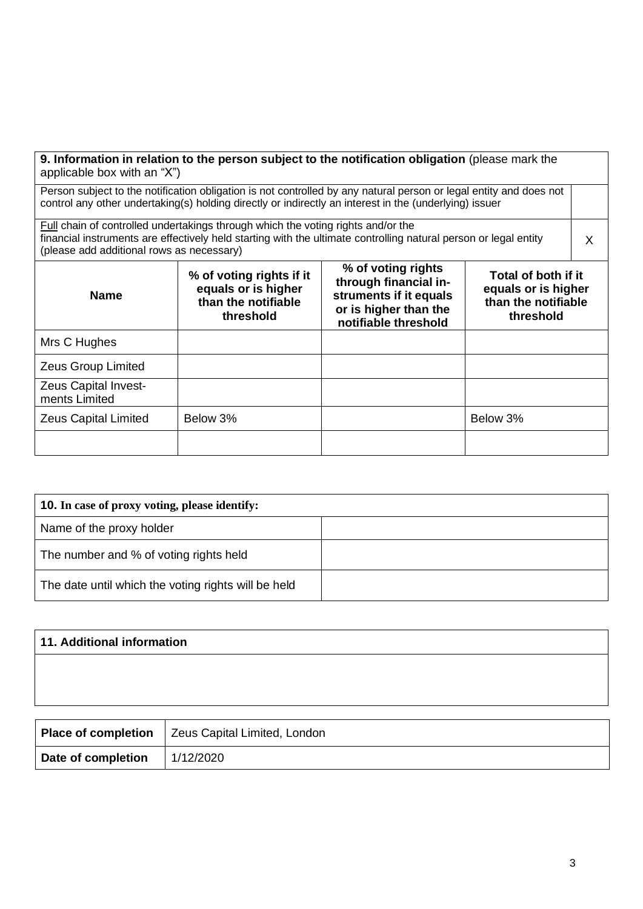| **9. Information in relation to the person subject to the notification obligation** (please mark the applicable box with an "X") | | | | |
|---|---|---|---|---|
| Person subject to the notification obligation is not controlled by any natural person or legal entity and does not control any other undertaking(s) holding directly or indirectly an interest in the (underlying) issuer | | | | |
| Full chain of controlled undertakings through which the voting rights and/or the financial instruments are effectively held starting with the ultimate controlling natural person or legal entity (please add additional rows as necessary) | | | | X |
| **Name** | **% of voting rights if it equals or is higher than the notifiable threshold** | **% of voting rights through financial instruments if it equals or is higher than the notifiable threshold** | **Total of both if it equals or is higher than the notifiable threshold** | |
| Mrs C Hughes | | | | |
| Zeus Group Limited | | | | |
| Zeus Capital Investments Limited | | | | |
| Zeus Capital Limited | Below 3% | | Below 3% | |
| | | | | |

| **10. In case of proxy voting, please identify:** | |
|---|---|
| Name of the proxy holder | |
| The number and % of voting rights held | |
| The date until which the voting rights will be held | |

| **11. Additional information** |
|---|
| |

| | |
|---|---|
| **Place of completion** | Zeus Capital Limited, London |
| **Date of completion** | 1/12/2020 |